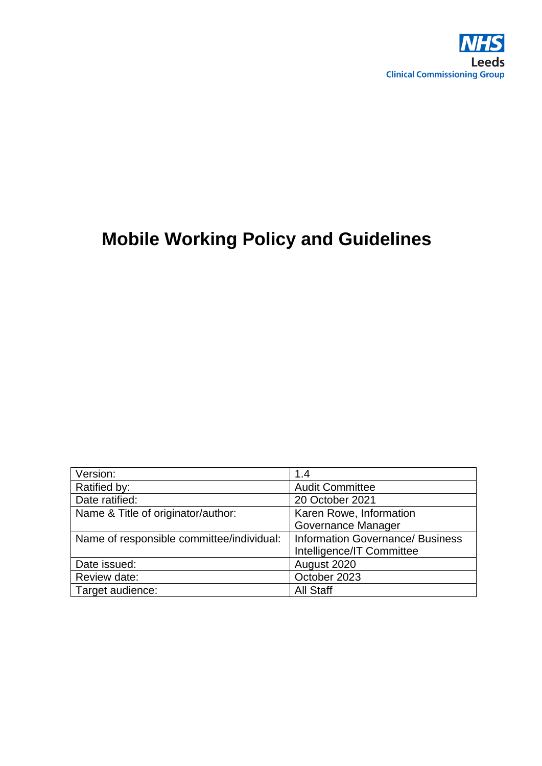NHS
Leeds
Clinical Commissioning Group

# Mobile Working Policy and Guidelines

| Version: | 1.4 |
|---|---|
| Ratified by: | Audit Committee |
| Date ratified: | 20 October 2021 |
| Name & Title of originator/author: | Karen Rowe, Information Governance Manager |
| Name of responsible committee/individual: | Information Governance/ Business Intelligence/IT Committee |
| Date issued: | August 2020 |
| Review date: | October 2023 |
| Target audience: | All Staff |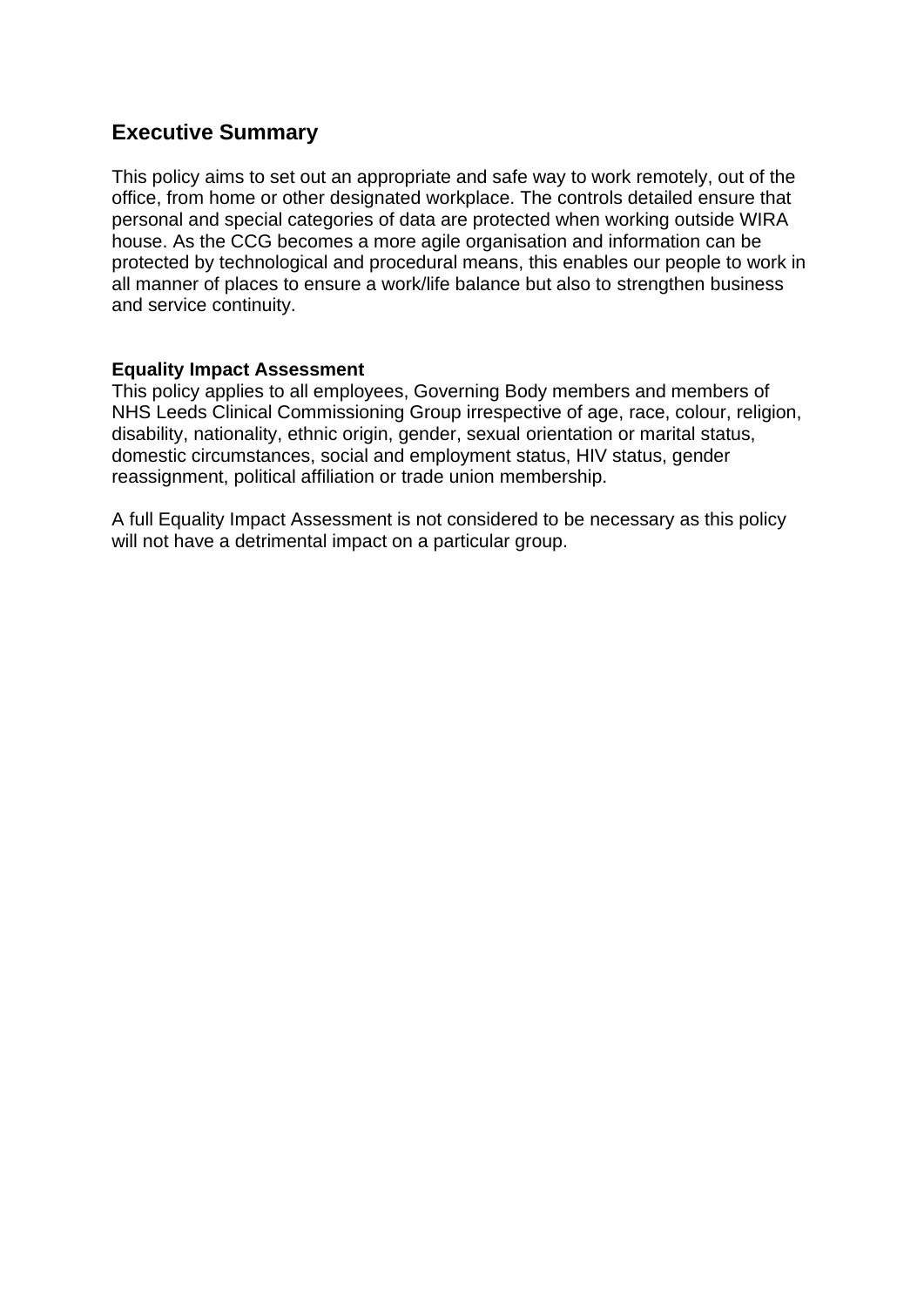## Executive Summary

This policy aims to set out an appropriate and safe way to work remotely, out of the office, from home or other designated workplace. The controls detailed ensure that personal and special categories of data are protected when working outside WIRA house. As the CCG becomes a more agile organisation and information can be protected by technological and procedural means, this enables our people to work in all manner of places to ensure a work/life balance but also to strengthen business and service continuity.

**Equality Impact Assessment**
This policy applies to all employees, Governing Body members and members of NHS Leeds Clinical Commissioning Group irrespective of age, race, colour, religion, disability, nationality, ethnic origin, gender, sexual orientation or marital status, domestic circumstances, social and employment status, HIV status, gender reassignment, political affiliation or trade union membership.

A full Equality Impact Assessment is not considered to be necessary as this policy will not have a detrimental impact on a particular group.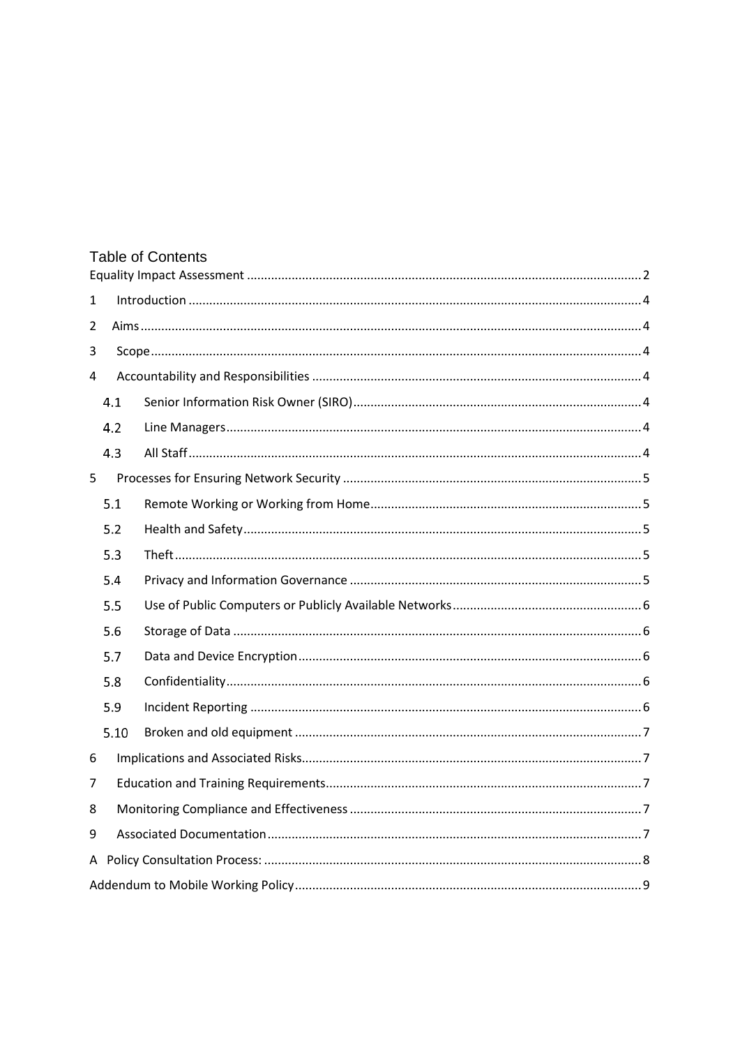## Table of Contents

Equality Impact Assessment ..... 2

1 Introduction ..... 4

2 Aims ..... 4

3 Scope ..... 4

4 Accountability and Responsibilities ..... 4

- 4.1 Senior Information Risk Owner (SIRO) ..... 4
- 4.2 Line Managers ..... 4
- 4.3 All Staff ..... 4

5 Processes for Ensuring Network Security ..... 5

- 5.1 Remote Working or Working from Home ..... 5
- 5.2 Health and Safety ..... 5
- 5.3 Theft ..... 5
- 5.4 Privacy and Information Governance ..... 5
- 5.5 Use of Public Computers or Publicly Available Networks ..... 6
- 5.6 Storage of Data ..... 6
- 5.7 Data and Device Encryption ..... 6
- 5.8 Confidentiality ..... 6
- 5.9 Incident Reporting ..... 6
- 5.10 Broken and old equipment ..... 7

6 Implications and Associated Risks ..... 7

7 Education and Training Requirements ..... 7

8 Monitoring Compliance and Effectiveness ..... 7

9 Associated Documentation ..... 7

A Policy Consultation Process: ..... 8

Addendum to Mobile Working Policy ..... 9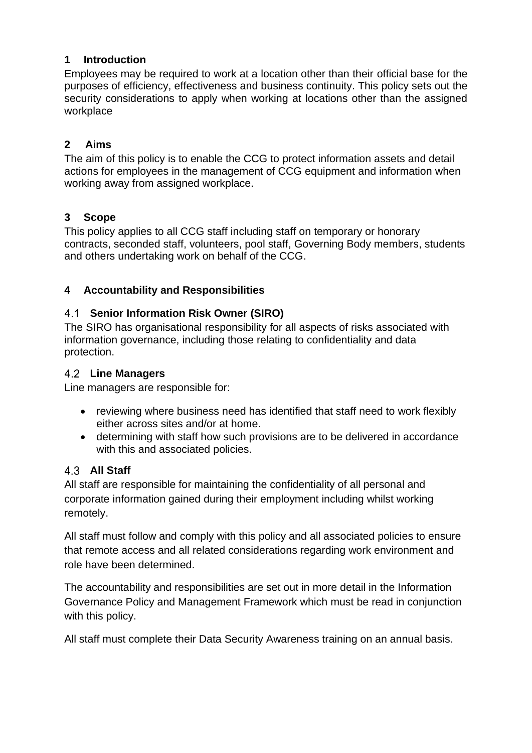## 1 Introduction

Employees may be required to work at a location other than their official base for the purposes of efficiency, effectiveness and business continuity. This policy sets out the security considerations to apply when working at locations other than the assigned workplace

## 2 Aims

The aim of this policy is to enable the CCG to protect information assets and detail actions for employees in the management of CCG equipment and information when working away from assigned workplace.

## 3 Scope

This policy applies to all CCG staff including staff on temporary or honorary contracts, seconded staff, volunteers, pool staff, Governing Body members, students and others undertaking work on behalf of the CCG.

## 4 Accountability and Responsibilities

### 4.1 Senior Information Risk Owner (SIRO)

The SIRO has organisational responsibility for all aspects of risks associated with information governance, including those relating to confidentiality and data protection.

### 4.2 Line Managers

Line managers are responsible for:

- reviewing where business need has identified that staff need to work flexibly either across sites and/or at home.
- determining with staff how such provisions are to be delivered in accordance with this and associated policies.

### 4.3 All Staff

All staff are responsible for maintaining the confidentiality of all personal and corporate information gained during their employment including whilst working remotely.

All staff must follow and comply with this policy and all associated policies to ensure that remote access and all related considerations regarding work environment and role have been determined.

The accountability and responsibilities are set out in more detail in the Information Governance Policy and Management Framework which must be read in conjunction with this policy.

All staff must complete their Data Security Awareness training on an annual basis.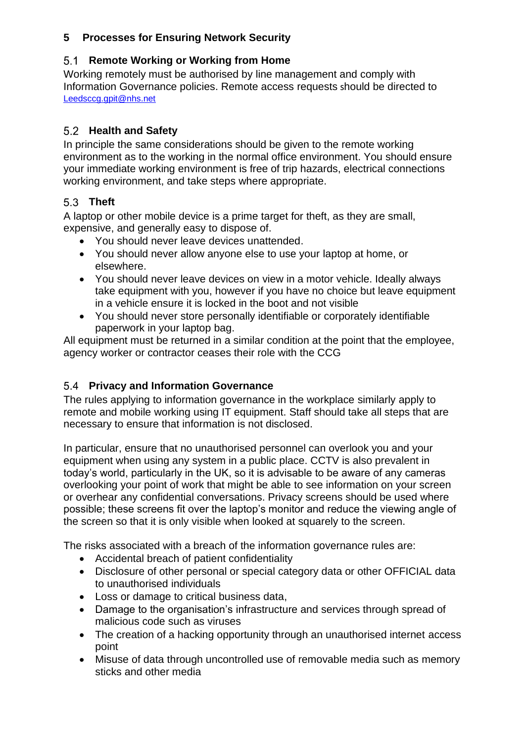## 5 Processes for Ensuring Network Security

### 5.1 Remote Working or Working from Home

Working remotely must be authorised by line management and comply with Information Governance policies. Remote access requests should be directed to Leedsccg.gpit@nhs.net

### 5.2 Health and Safety

In principle the same considerations should be given to the remote working environment as to the working in the normal office environment. You should ensure your immediate working environment is free of trip hazards, electrical connections working environment, and take steps where appropriate.

### 5.3 Theft

A laptop or other mobile device is a prime target for theft, as they are small, expensive, and generally easy to dispose of.

- You should never leave devices unattended.
- You should never allow anyone else to use your laptop at home, or elsewhere.
- You should never leave devices on view in a motor vehicle. Ideally always take equipment with you, however if you have no choice but leave equipment in a vehicle ensure it is locked in the boot and not visible
- You should never store personally identifiable or corporately identifiable paperwork in your laptop bag.

All equipment must be returned in a similar condition at the point that the employee, agency worker or contractor ceases their role with the CCG

### 5.4 Privacy and Information Governance

The rules applying to information governance in the workplace similarly apply to remote and mobile working using IT equipment. Staff should take all steps that are necessary to ensure that information is not disclosed.

In particular, ensure that no unauthorised personnel can overlook you and your equipment when using any system in a public place. CCTV is also prevalent in today's world, particularly in the UK, so it is advisable to be aware of any cameras overlooking your point of work that might be able to see information on your screen or overhear any confidential conversations. Privacy screens should be used where possible; these screens fit over the laptop's monitor and reduce the viewing angle of the screen so that it is only visible when looked at squarely to the screen.

The risks associated with a breach of the information governance rules are:

- Accidental breach of patient confidentiality
- Disclosure of other personal or special category data or other OFFICIAL data to unauthorised individuals
- Loss or damage to critical business data,
- Damage to the organisation's infrastructure and services through spread of malicious code such as viruses
- The creation of a hacking opportunity through an unauthorised internet access point
- Misuse of data through uncontrolled use of removable media such as memory sticks and other media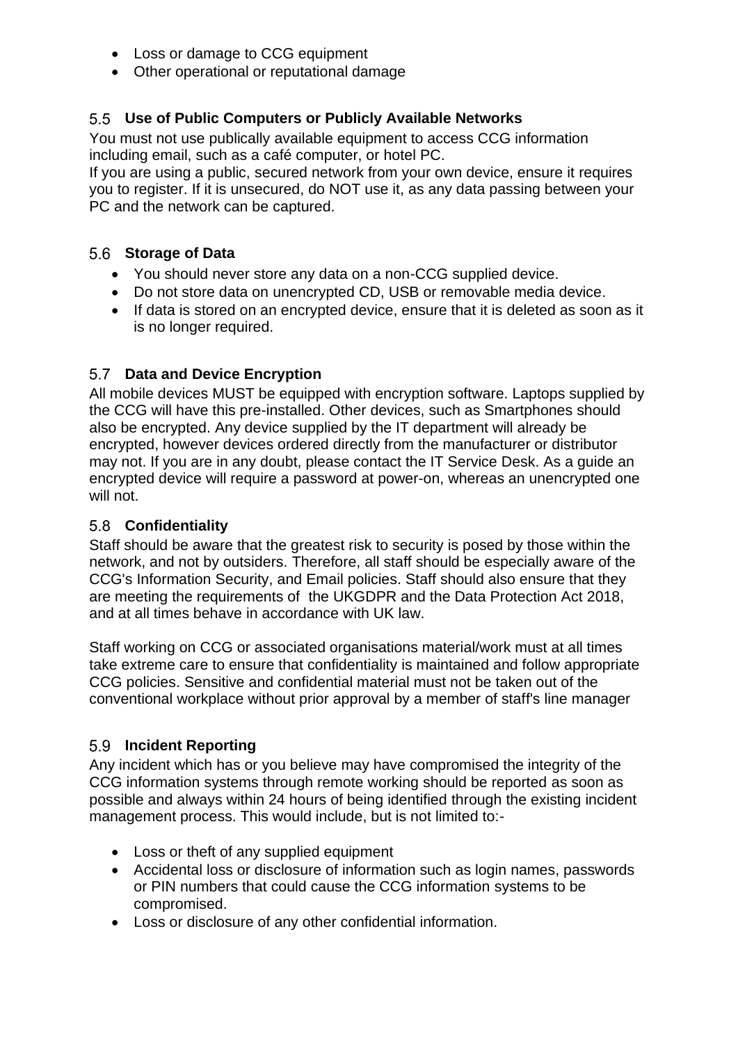- Loss or damage to CCG equipment
- Other operational or reputational damage

### 5.5 Use of Public Computers or Publicly Available Networks

You must not use publically available equipment to access CCG information including email, such as a café computer, or hotel PC.
If you are using a public, secured network from your own device, ensure it requires you to register. If it is unsecured, do NOT use it, as any data passing between your PC and the network can be captured.

### 5.6 Storage of Data

- You should never store any data on a non-CCG supplied device.
- Do not store data on unencrypted CD, USB or removable media device.
- If data is stored on an encrypted device, ensure that it is deleted as soon as it is no longer required.

### 5.7 Data and Device Encryption

All mobile devices MUST be equipped with encryption software. Laptops supplied by the CCG will have this pre-installed. Other devices, such as Smartphones should also be encrypted. Any device supplied by the IT department will already be encrypted, however devices ordered directly from the manufacturer or distributor may not. If you are in any doubt, please contact the IT Service Desk. As a guide an encrypted device will require a password at power-on, whereas an unencrypted one will not.

### 5.8 Confidentiality

Staff should be aware that the greatest risk to security is posed by those within the network, and not by outsiders. Therefore, all staff should be especially aware of the CCG's Information Security, and Email policies. Staff should also ensure that they are meeting the requirements of the UKGDPR and the Data Protection Act 2018, and at all times behave in accordance with UK law.

Staff working on CCG or associated organisations material/work must at all times take extreme care to ensure that confidentiality is maintained and follow appropriate CCG policies. Sensitive and confidential material must not be taken out of the conventional workplace without prior approval by a member of staff's line manager

### 5.9 Incident Reporting

Any incident which has or you believe may have compromised the integrity of the CCG information systems through remote working should be reported as soon as possible and always within 24 hours of being identified through the existing incident management process. This would include, but is not limited to:-

- Loss or theft of any supplied equipment
- Accidental loss or disclosure of information such as login names, passwords or PIN numbers that could cause the CCG information systems to be compromised.
- Loss or disclosure of any other confidential information.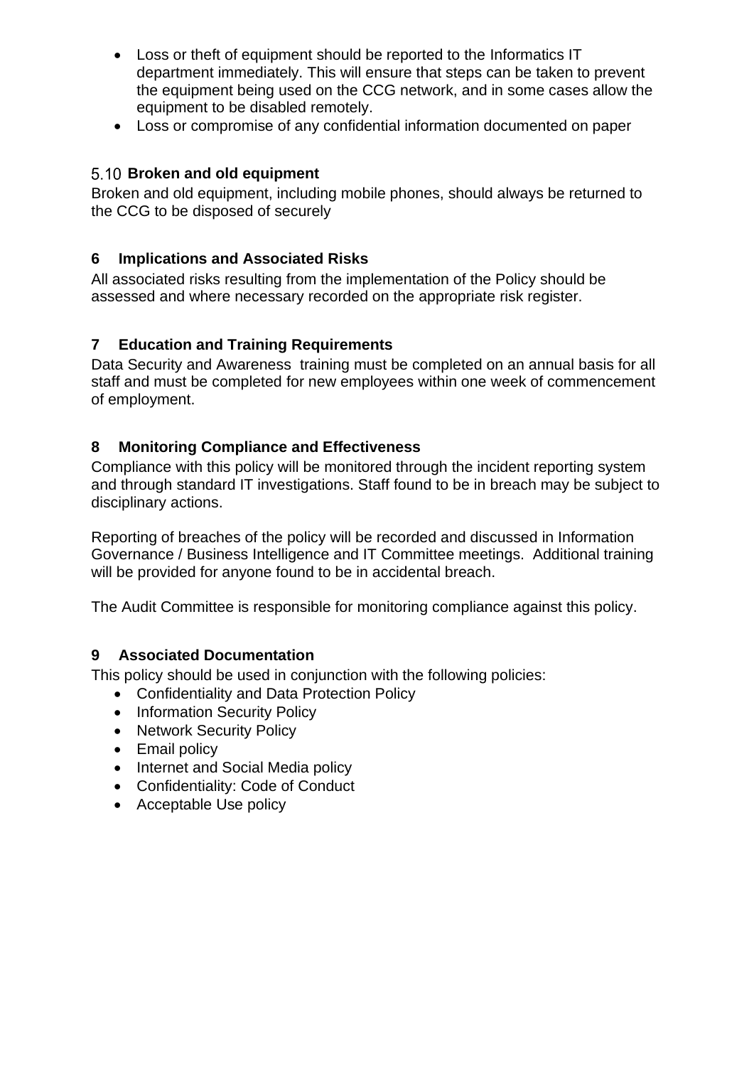- Loss or theft of equipment should be reported to the Informatics IT department immediately. This will ensure that steps can be taken to prevent the equipment being used on the CCG network, and in some cases allow the equipment to be disabled remotely.
- Loss or compromise of any confidential information documented on paper

### 5.10 Broken and old equipment

Broken and old equipment, including mobile phones, should always be returned to the CCG to be disposed of securely

## 6 Implications and Associated Risks

All associated risks resulting from the implementation of the Policy should be assessed and where necessary recorded on the appropriate risk register.

## 7 Education and Training Requirements

Data Security and Awareness training must be completed on an annual basis for all staff and must be completed for new employees within one week of commencement of employment.

## 8 Monitoring Compliance and Effectiveness

Compliance with this policy will be monitored through the incident reporting system and through standard IT investigations. Staff found to be in breach may be subject to disciplinary actions.

Reporting of breaches of the policy will be recorded and discussed in Information Governance / Business Intelligence and IT Committee meetings. Additional training will be provided for anyone found to be in accidental breach.

The Audit Committee is responsible for monitoring compliance against this policy.

## 9 Associated Documentation

This policy should be used in conjunction with the following policies:

- Confidentiality and Data Protection Policy
- Information Security Policy
- Network Security Policy
- Email policy
- Internet and Social Media policy
- Confidentiality: Code of Conduct
- Acceptable Use policy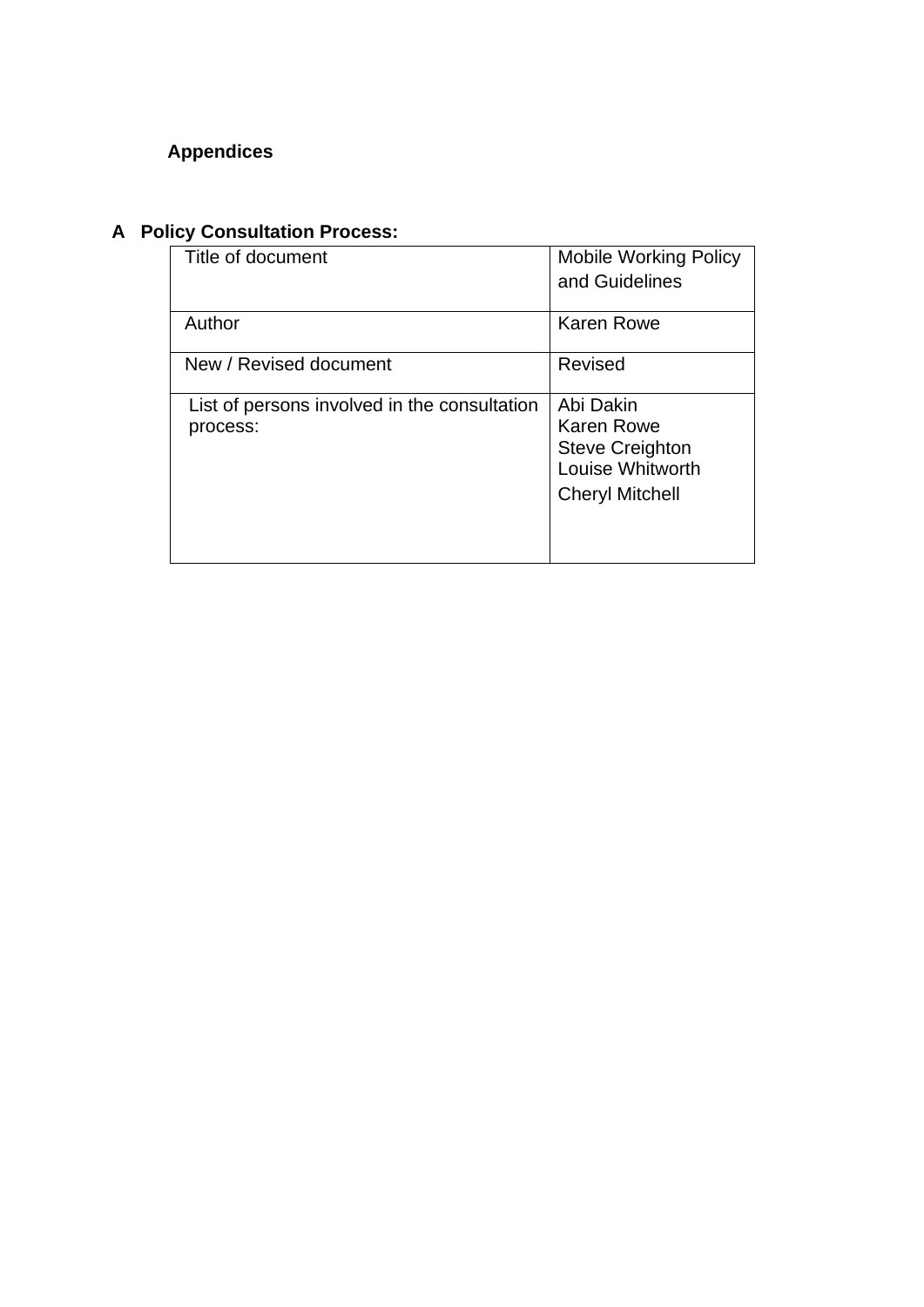## Appendices

### A Policy Consultation Process:

| | |
|---|---|
| Title of document | Mobile Working Policy and Guidelines |
| Author | Karen Rowe |
| New / Revised document | Revised |
| List of persons involved in the consultation process: | Abi Dakin<br>Karen Rowe<br>Steve Creighton<br>Louise Whitworth<br>Cheryl Mitchell |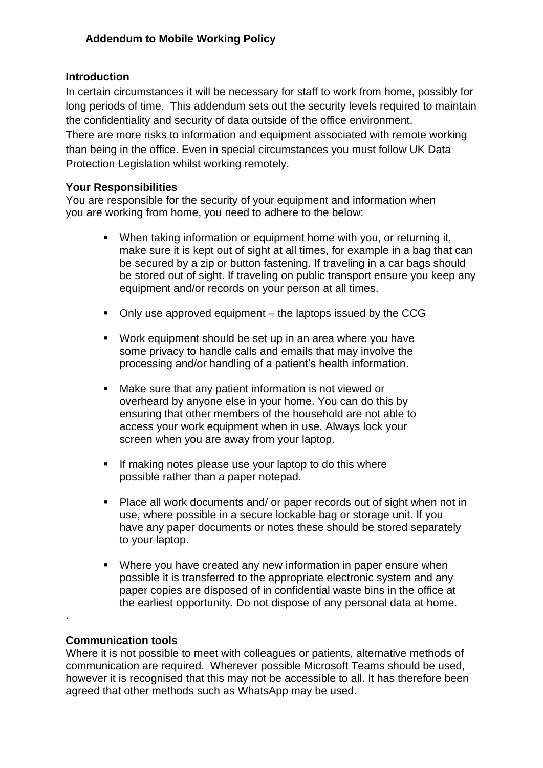## Addendum to Mobile Working Policy

### Introduction

In certain circumstances it will be necessary for staff to work from home, possibly for long periods of time. This addendum sets out the security levels required to maintain the confidentiality and security of data outside of the office environment.
There are more risks to information and equipment associated with remote working than being in the office. Even in special circumstances you must follow UK Data Protection Legislation whilst working remotely.

### Your Responsibilities

You are responsible for the security of your equipment and information when you are working from home, you need to adhere to the below:

- When taking information or equipment home with you, or returning it, make sure it is kept out of sight at all times, for example in a bag that can be secured by a zip or button fastening. If traveling in a car bags should be stored out of sight. If traveling on public transport ensure you keep any equipment and/or records on your person at all times.
- Only use approved equipment – the laptops issued by the CCG
- Work equipment should be set up in an area where you have some privacy to handle calls and emails that may involve the processing and/or handling of a patient's health information.
- Make sure that any patient information is not viewed or overheard by anyone else in your home. You can do this by ensuring that other members of the household are not able to access your work equipment when in use. Always lock your screen when you are away from your laptop.
- If making notes please use your laptop to do this where possible rather than a paper notepad.
- Place all work documents and/ or paper records out of sight when not in use, where possible in a secure lockable bag or storage unit. If you have any paper documents or notes these should be stored separately to your laptop.
- Where you have created any new information in paper ensure when possible it is transferred to the appropriate electronic system and any paper copies are disposed of in confidential waste bins in the office at the earliest opportunity. Do not dispose of any personal data at home.

.

### Communication tools

Where it is not possible to meet with colleagues or patients, alternative methods of communication are required. Wherever possible Microsoft Teams should be used, however it is recognised that this may not be accessible to all. It has therefore been agreed that other methods such as WhatsApp may be used.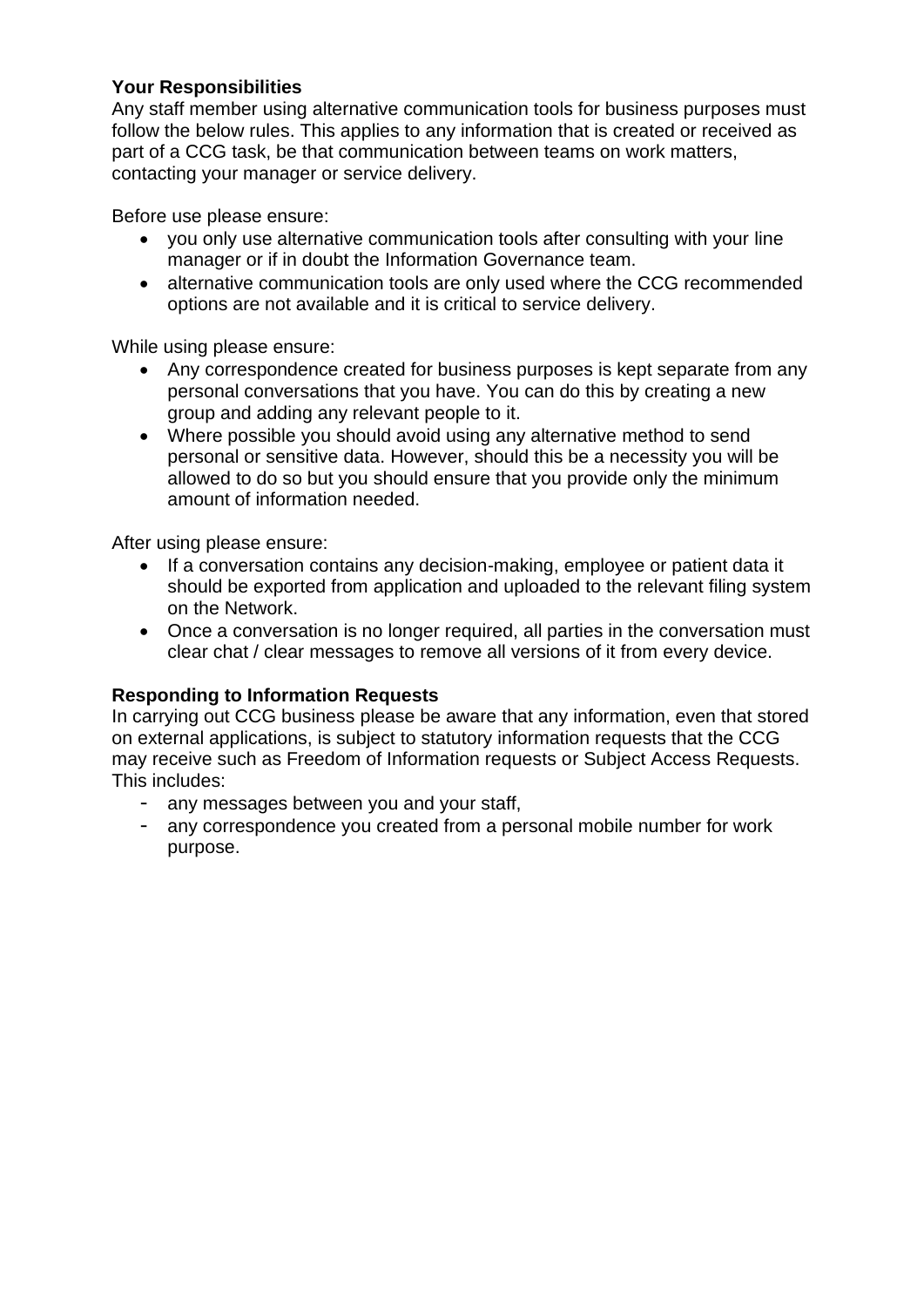**Your Responsibilities**

Any staff member using alternative communication tools for business purposes must follow the below rules. This applies to any information that is created or received as part of a CCG task, be that communication between teams on work matters, contacting your manager or service delivery.

Before use please ensure:

- you only use alternative communication tools after consulting with your line manager or if in doubt the Information Governance team.
- alternative communication tools are only used where the CCG recommended options are not available and it is critical to service delivery.

While using please ensure:

- Any correspondence created for business purposes is kept separate from any personal conversations that you have. You can do this by creating a new group and adding any relevant people to it.
- Where possible you should avoid using any alternative method to send personal or sensitive data. However, should this be a necessity you will be allowed to do so but you should ensure that you provide only the minimum amount of information needed.

After using please ensure:

- If a conversation contains any decision-making, employee or patient data it should be exported from application and uploaded to the relevant filing system on the Network.
- Once a conversation is no longer required, all parties in the conversation must clear chat / clear messages to remove all versions of it from every device.

**Responding to Information Requests**

In carrying out CCG business please be aware that any information, even that stored on external applications, is subject to statutory information requests that the CCG may receive such as Freedom of Information requests or Subject Access Requests. This includes:

- any messages between you and your staff,
- any correspondence you created from a personal mobile number for work purpose.